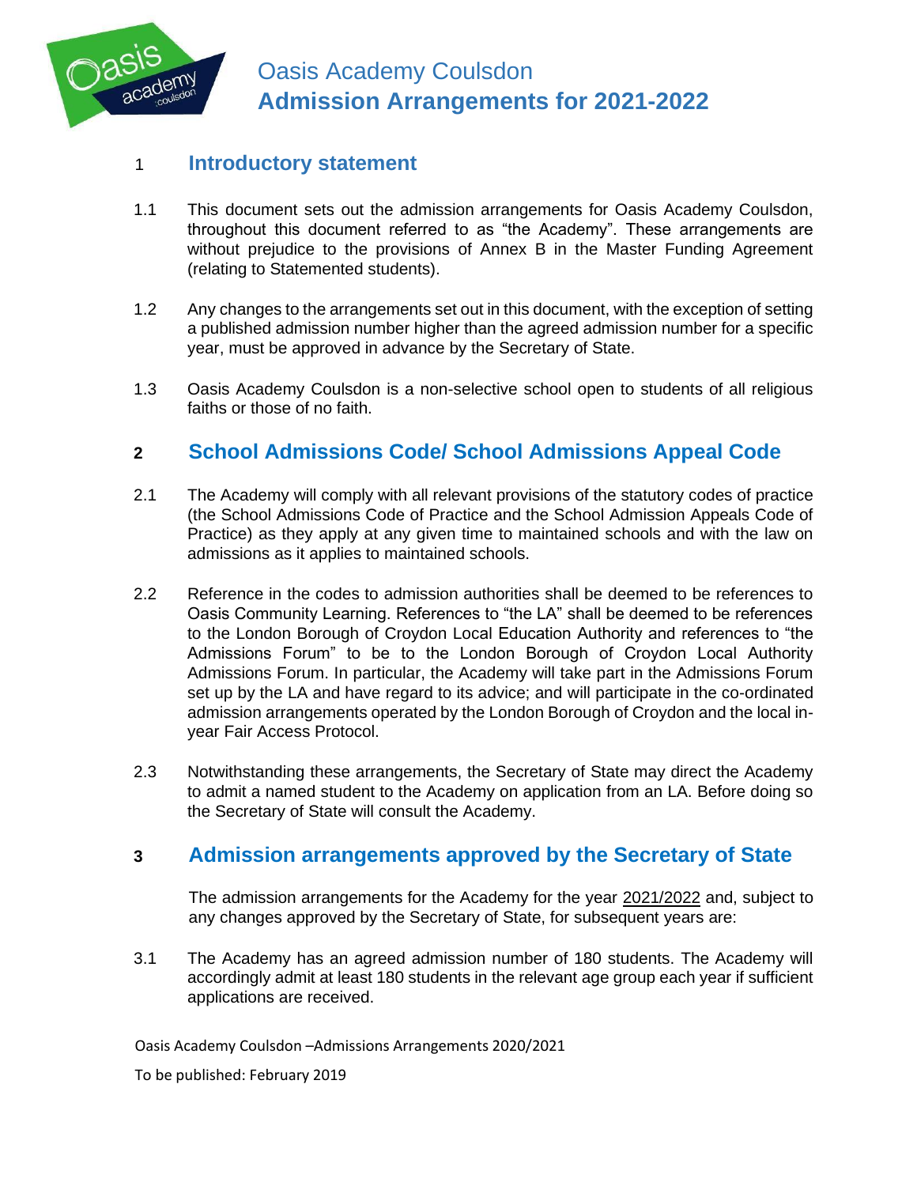# Oasis Academy Coulsdon
# Admission Arrangements for 2021-2022

## 1 Introductory statement

1.1 This document sets out the admission arrangements for Oasis Academy Coulsdon, throughout this document referred to as "the Academy". These arrangements are without prejudice to the provisions of Annex B in the Master Funding Agreement (relating to Statemented students).

1.2 Any changes to the arrangements set out in this document, with the exception of setting a published admission number higher than the agreed admission number for a specific year, must be approved in advance by the Secretary of State.

1.3 Oasis Academy Coulsdon is a non-selective school open to students of all religious faiths or those of no faith.

## 2 School Admissions Code/ School Admissions Appeal Code

2.1 The Academy will comply with all relevant provisions of the statutory codes of practice (the School Admissions Code of Practice and the School Admission Appeals Code of Practice) as they apply at any given time to maintained schools and with the law on admissions as it applies to maintained schools.

2.2 Reference in the codes to admission authorities shall be deemed to be references to Oasis Community Learning. References to "the LA" shall be deemed to be references to the London Borough of Croydon Local Education Authority and references to "the Admissions Forum" to be to the London Borough of Croydon Local Authority Admissions Forum. In particular, the Academy will take part in the Admissions Forum set up by the LA and have regard to its advice; and will participate in the co-ordinated admission arrangements operated by the London Borough of Croydon and the local in-year Fair Access Protocol.

2.3 Notwithstanding these arrangements, the Secretary of State may direct the Academy to admit a named student to the Academy on application from an LA. Before doing so the Secretary of State will consult the Academy.

## 3 Admission arrangements approved by the Secretary of State

The admission arrangements for the Academy for the year 2021/2022 and, subject to any changes approved by the Secretary of State, for subsequent years are:

3.1 The Academy has an agreed admission number of 180 students. The Academy will accordingly admit at least 180 students in the relevant age group each year if sufficient applications are received.

Oasis Academy Coulsdon –Admissions Arrangements 2020/2021

To be published: February 2019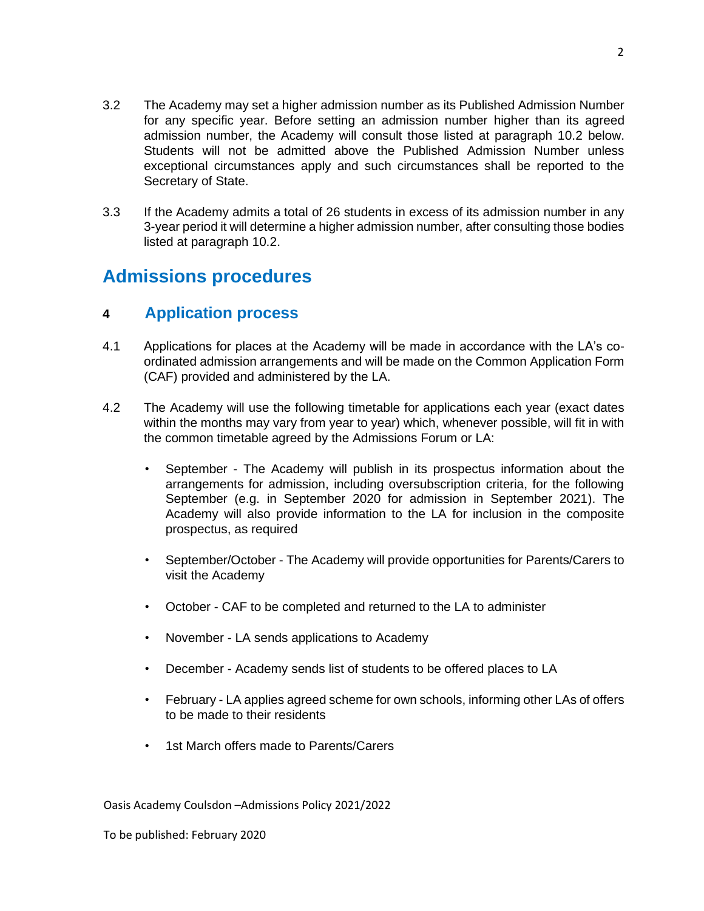3.2 The Academy may set a higher admission number as its Published Admission Number for any specific year. Before setting an admission number higher than its agreed admission number, the Academy will consult those listed at paragraph 10.2 below. Students will not be admitted above the Published Admission Number unless exceptional circumstances apply and such circumstances shall be reported to the Secretary of State.

3.3 If the Academy admits a total of 26 students in excess of its admission number in any 3-year period it will determine a higher admission number, after consulting those bodies listed at paragraph 10.2.

# Admissions procedures

## 4 Application process

4.1 Applications for places at the Academy will be made in accordance with the LA's co-ordinated admission arrangements and will be made on the Common Application Form (CAF) provided and administered by the LA.

4.2 The Academy will use the following timetable for applications each year (exact dates within the months may vary from year to year) which, whenever possible, will fit in with the common timetable agreed by the Admissions Forum or LA:

- September - The Academy will publish in its prospectus information about the arrangements for admission, including oversubscription criteria, for the following September (e.g. in September 2020 for admission in September 2021). The Academy will also provide information to the LA for inclusion in the composite prospectus, as required

- September/October - The Academy will provide opportunities for Parents/Carers to visit the Academy

- October - CAF to be completed and returned to the LA to administer

- November - LA sends applications to Academy

- December - Academy sends list of students to be offered places to LA

- February - LA applies agreed scheme for own schools, informing other LAs of offers to be made to their residents

- 1st March offers made to Parents/Carers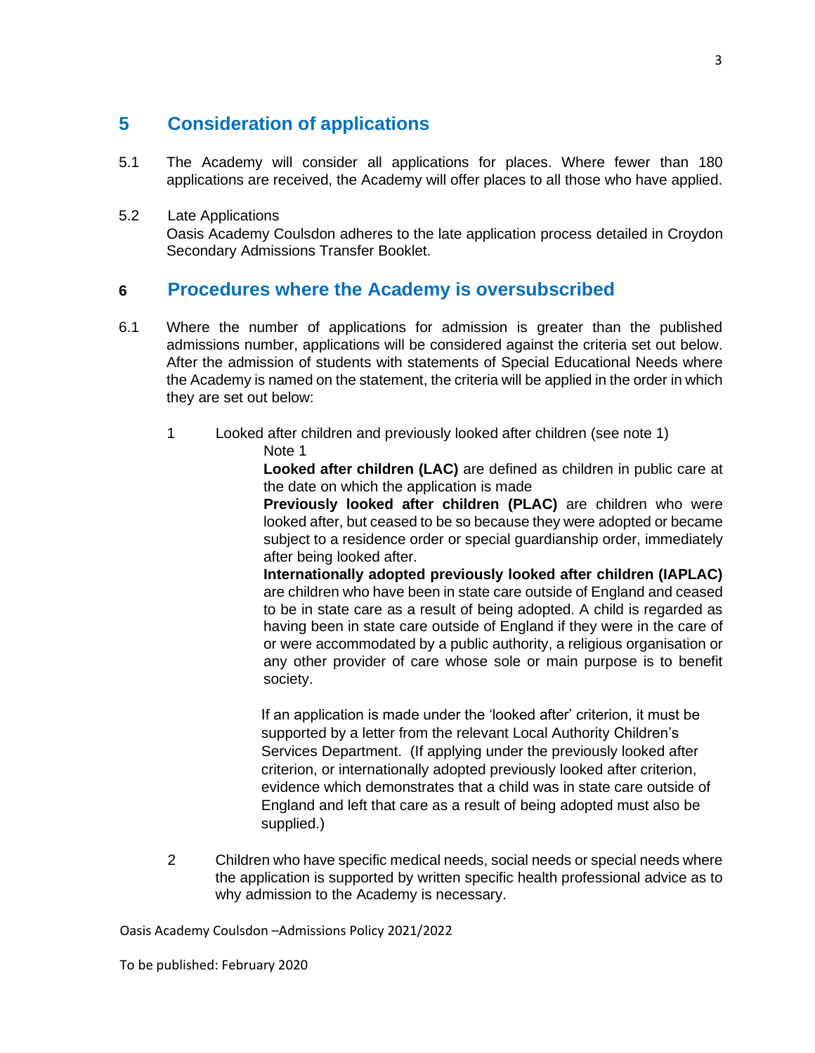## 5 Consideration of applications

5.1 The Academy will consider all applications for places. Where fewer than 180 applications are received, the Academy will offer places to all those who have applied.

5.2 Late Applications

Oasis Academy Coulsdon adheres to the late application process detailed in Croydon Secondary Admissions Transfer Booklet.

## 6 Procedures where the Academy is oversubscribed

6.1 Where the number of applications for admission is greater than the published admissions number, applications will be considered against the criteria set out below. After the admission of students with statements of Special Educational Needs where the Academy is named on the statement, the criteria will be applied in the order in which they are set out below:

1. Looked after children and previously looked after children (see note 1)

   Note 1

   **Looked after children (LAC)** are defined as children in public care at the date on which the application is made

   **Previously looked after children (PLAC)** are children who were looked after, but ceased to be so because they were adopted or became subject to a residence order or special guardianship order, immediately after being looked after.

   **Internationally adopted previously looked after children (IAPLAC)** are children who have been in state care outside of England and ceased to be in state care as a result of being adopted. A child is regarded as having been in state care outside of England if they were in the care of or were accommodated by a public authority, a religious organisation or any other provider of care whose sole or main purpose is to benefit society.

   If an application is made under the 'looked after' criterion, it must be supported by a letter from the relevant Local Authority Children's Services Department. (If applying under the previously looked after criterion, or internationally adopted previously looked after criterion, evidence which demonstrates that a child was in state care outside of England and left that care as a result of being adopted must also be supplied.)

2. Children who have specific medical needs, social needs or special needs where the application is supported by written specific health professional advice as to why admission to the Academy is necessary.

Oasis Academy Coulsdon –Admissions Policy 2021/2022

To be published: February 2020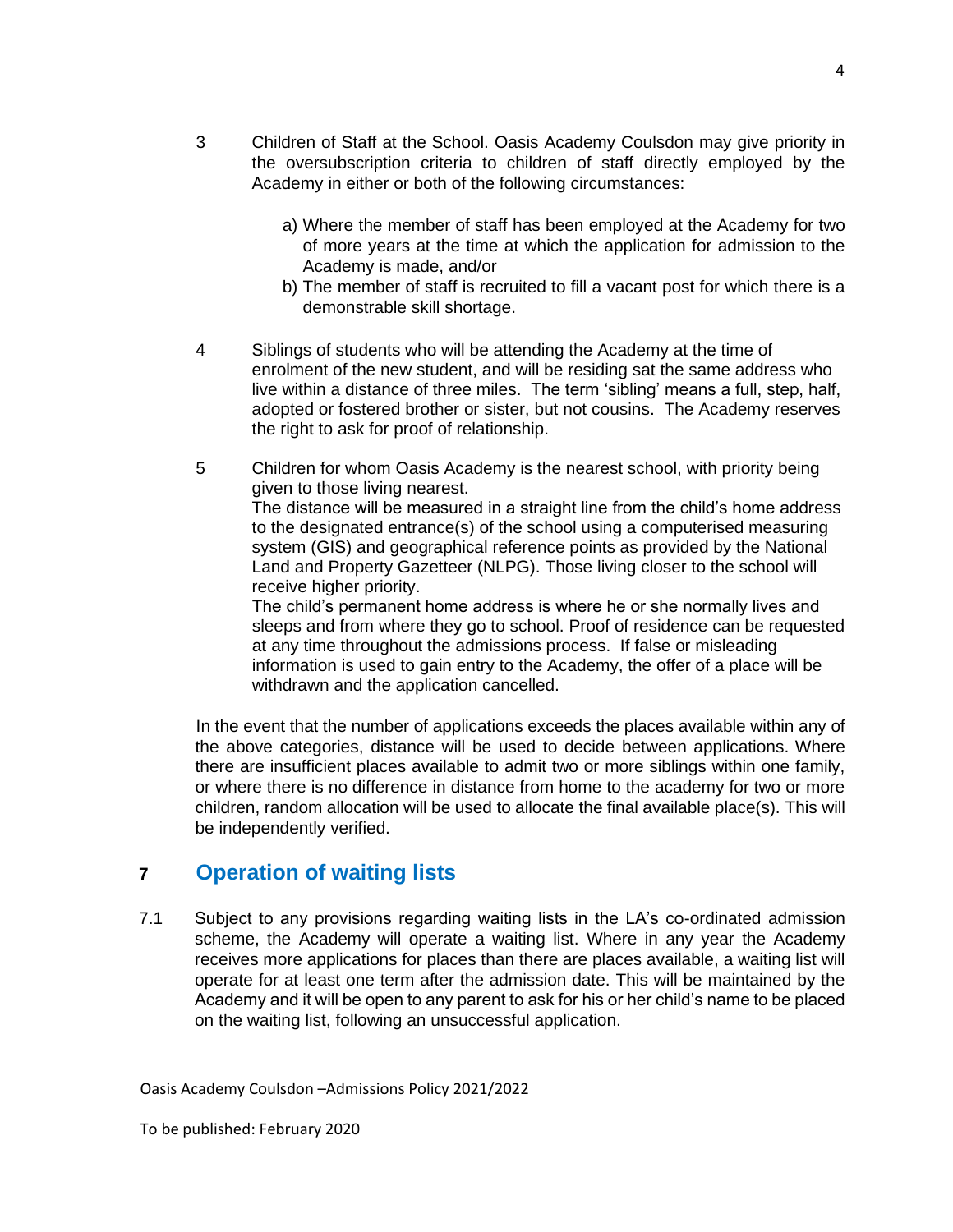3 Children of Staff at the School. Oasis Academy Coulsdon may give priority in the oversubscription criteria to children of staff directly employed by the Academy in either or both of the following circumstances:

   a) Where the member of staff has been employed at the Academy for two of more years at the time at which the application for admission to the Academy is made, and/or
   b) The member of staff is recruited to fill a vacant post for which there is a demonstrable skill shortage.

4 Siblings of students who will be attending the Academy at the time of enrolment of the new student, and will be residing sat the same address who live within a distance of three miles. The term 'sibling' means a full, step, half, adopted or fostered brother or sister, but not cousins. The Academy reserves the right to ask for proof of relationship.

5 Children for whom Oasis Academy is the nearest school, with priority being given to those living nearest.
The distance will be measured in a straight line from the child's home address to the designated entrance(s) of the school using a computerised measuring system (GIS) and geographical reference points as provided by the National Land and Property Gazetteer (NLPG). Those living closer to the school will receive higher priority.
The child's permanent home address is where he or she normally lives and sleeps and from where they go to school. Proof of residence can be requested at any time throughout the admissions process. If false or misleading information is used to gain entry to the Academy, the offer of a place will be withdrawn and the application cancelled.

In the event that the number of applications exceeds the places available within any of the above categories, distance will be used to decide between applications. Where there are insufficient places available to admit two or more siblings within one family, or where there is no difference in distance from home to the academy for two or more children, random allocation will be used to allocate the final available place(s). This will be independently verified.

## 7 Operation of waiting lists

7.1 Subject to any provisions regarding waiting lists in the LA's co-ordinated admission scheme, the Academy will operate a waiting list. Where in any year the Academy receives more applications for places than there are places available, a waiting list will operate for at least one term after the admission date. This will be maintained by the Academy and it will be open to any parent to ask for his or her child's name to be placed on the waiting list, following an unsuccessful application.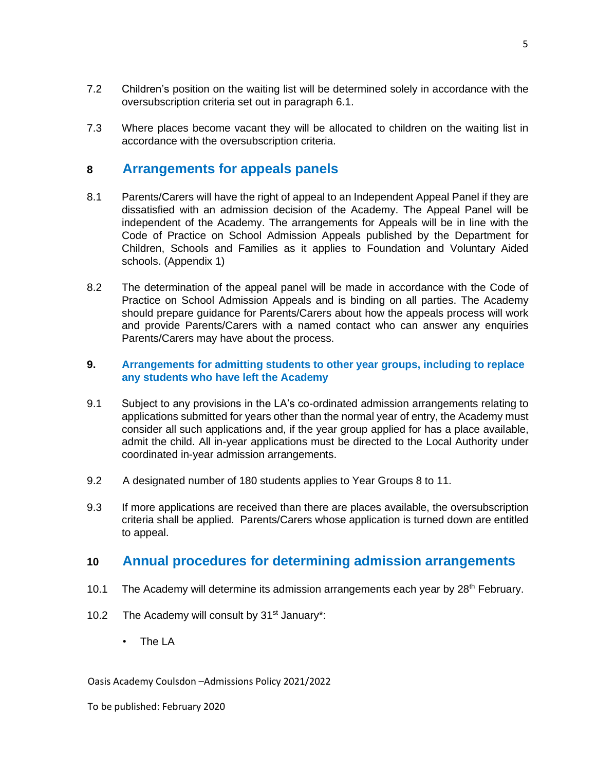7.2 Children's position on the waiting list will be determined solely in accordance with the oversubscription criteria set out in paragraph 6.1.

7.3 Where places become vacant they will be allocated to children on the waiting list in accordance with the oversubscription criteria.

## 8 Arrangements for appeals panels

8.1 Parents/Carers will have the right of appeal to an Independent Appeal Panel if they are dissatisfied with an admission decision of the Academy. The Appeal Panel will be independent of the Academy. The arrangements for Appeals will be in line with the Code of Practice on School Admission Appeals published by the Department for Children, Schools and Families as it applies to Foundation and Voluntary Aided schools. (Appendix 1)

8.2 The determination of the appeal panel will be made in accordance with the Code of Practice on School Admission Appeals and is binding on all parties. The Academy should prepare guidance for Parents/Carers about how the appeals process will work and provide Parents/Carers with a named contact who can answer any enquiries Parents/Carers may have about the process.

### 9. Arrangements for admitting students to other year groups, including to replace any students who have left the Academy

9.1 Subject to any provisions in the LA's co-ordinated admission arrangements relating to applications submitted for years other than the normal year of entry, the Academy must consider all such applications and, if the year group applied for has a place available, admit the child. All in-year applications must be directed to the Local Authority under coordinated in-year admission arrangements.

9.2 A designated number of 180 students applies to Year Groups 8 to 11.

9.3 If more applications are received than there are places available, the oversubscription criteria shall be applied. Parents/Carers whose application is turned down are entitled to appeal.

## 10 Annual procedures for determining admission arrangements

10.1 The Academy will determine its admission arrangements each year by 28th February.

10.2 The Academy will consult by 31st January*:

- The LA

Oasis Academy Coulsdon –Admissions Policy 2021/2022

To be published: February 2020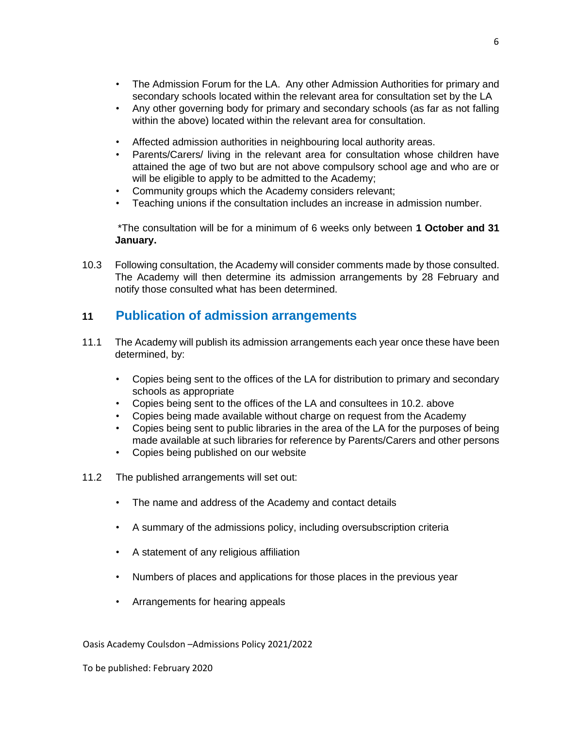- The Admission Forum for the LA. Any other Admission Authorities for primary and secondary schools located within the relevant area for consultation set by the LA
- Any other governing body for primary and secondary schools (as far as not falling within the above) located within the relevant area for consultation.

- Affected admission authorities in neighbouring local authority areas.
- Parents/Carers/ living in the relevant area for consultation whose children have attained the age of two but are not above compulsory school age and who are or will be eligible to apply to be admitted to the Academy;
- Community groups which the Academy considers relevant;
- Teaching unions if the consultation includes an increase in admission number.

*The consultation will be for a minimum of 6 weeks only between **1 October and 31 January.**

10.3 Following consultation, the Academy will consider comments made by those consulted. The Academy will then determine its admission arrangements by 28 February and notify those consulted what has been determined.

## 11 Publication of admission arrangements

11.1 The Academy will publish its admission arrangements each year once these have been determined, by:

- Copies being sent to the offices of the LA for distribution to primary and secondary schools as appropriate
- Copies being sent to the offices of the LA and consultees in 10.2. above
- Copies being made available without charge on request from the Academy
- Copies being sent to public libraries in the area of the LA for the purposes of being made available at such libraries for reference by Parents/Carers and other persons
- Copies being published on our website

11.2 The published arrangements will set out:

- The name and address of the Academy and contact details

- A summary of the admissions policy, including oversubscription criteria

- A statement of any religious affiliation

- Numbers of places and applications for those places in the previous year

- Arrangements for hearing appeals

Oasis Academy Coulsdon –Admissions Policy 2021/2022

To be published: February 2020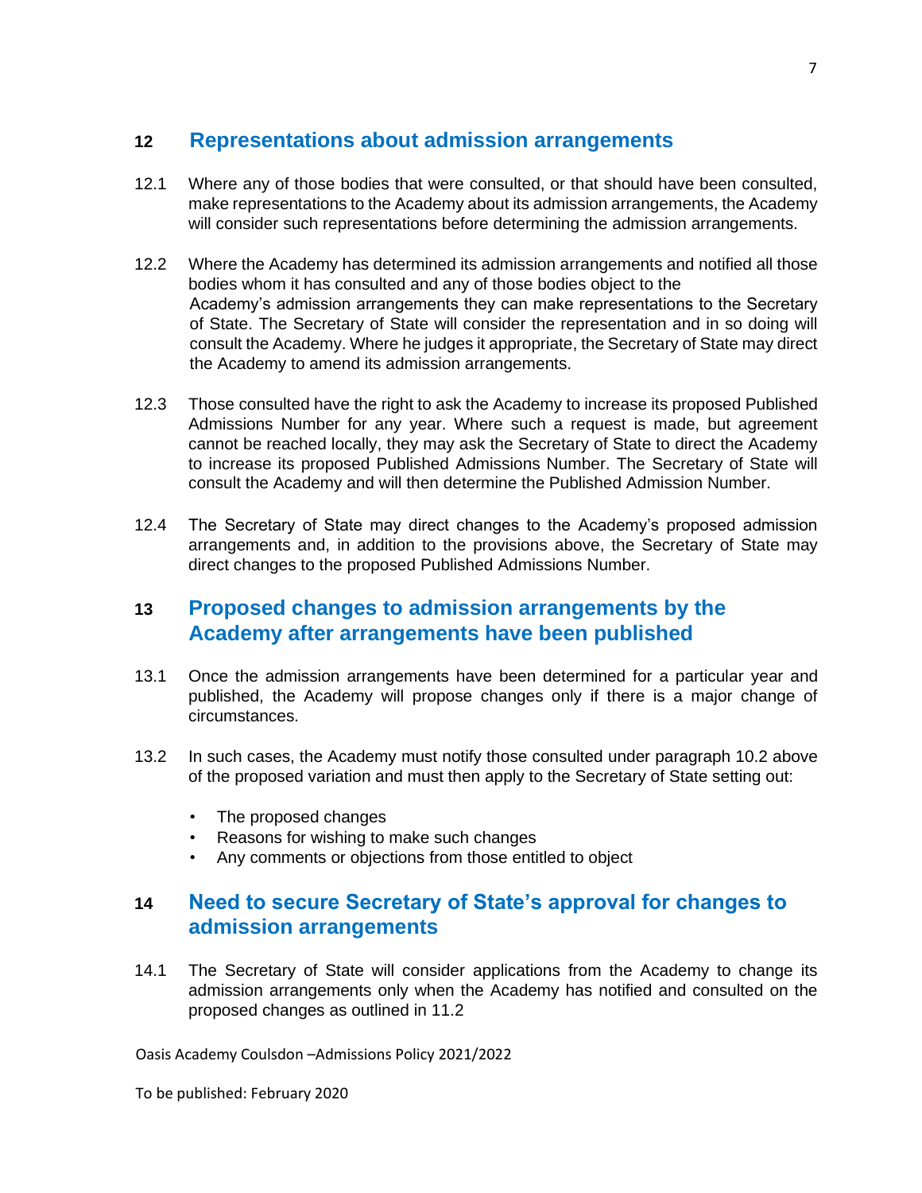## 12 Representations about admission arrangements

12.1 Where any of those bodies that were consulted, or that should have been consulted, make representations to the Academy about its admission arrangements, the Academy will consider such representations before determining the admission arrangements.

12.2 Where the Academy has determined its admission arrangements and notified all those bodies whom it has consulted and any of those bodies object to the Academy's admission arrangements they can make representations to the Secretary of State. The Secretary of State will consider the representation and in so doing will consult the Academy. Where he judges it appropriate, the Secretary of State may direct the Academy to amend its admission arrangements.

12.3 Those consulted have the right to ask the Academy to increase its proposed Published Admissions Number for any year. Where such a request is made, but agreement cannot be reached locally, they may ask the Secretary of State to direct the Academy to increase its proposed Published Admissions Number. The Secretary of State will consult the Academy and will then determine the Published Admission Number.

12.4 The Secretary of State may direct changes to the Academy's proposed admission arrangements and, in addition to the provisions above, the Secretary of State may direct changes to the proposed Published Admissions Number.

## 13 Proposed changes to admission arrangements by the Academy after arrangements have been published

13.1 Once the admission arrangements have been determined for a particular year and published, the Academy will propose changes only if there is a major change of circumstances.

13.2 In such cases, the Academy must notify those consulted under paragraph 10.2 above of the proposed variation and must then apply to the Secretary of State setting out:

- The proposed changes
- Reasons for wishing to make such changes
- Any comments or objections from those entitled to object

## 14 Need to secure Secretary of State's approval for changes to admission arrangements

14.1 The Secretary of State will consider applications from the Academy to change its admission arrangements only when the Academy has notified and consulted on the proposed changes as outlined in 11.2

Oasis Academy Coulsdon –Admissions Policy 2021/2022

To be published: February 2020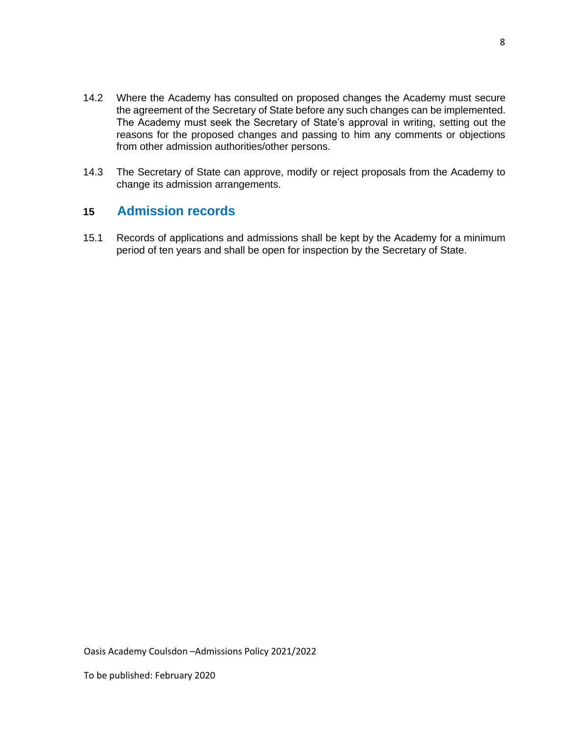14.2 Where the Academy has consulted on proposed changes the Academy must secure the agreement of the Secretary of State before any such changes can be implemented. The Academy must seek the Secretary of State's approval in writing, setting out the reasons for the proposed changes and passing to him any comments or objections from other admission authorities/other persons.

14.3 The Secretary of State can approve, modify or reject proposals from the Academy to change its admission arrangements.

## 15 Admission records

15.1 Records of applications and admissions shall be kept by the Academy for a minimum period of ten years and shall be open for inspection by the Secretary of State.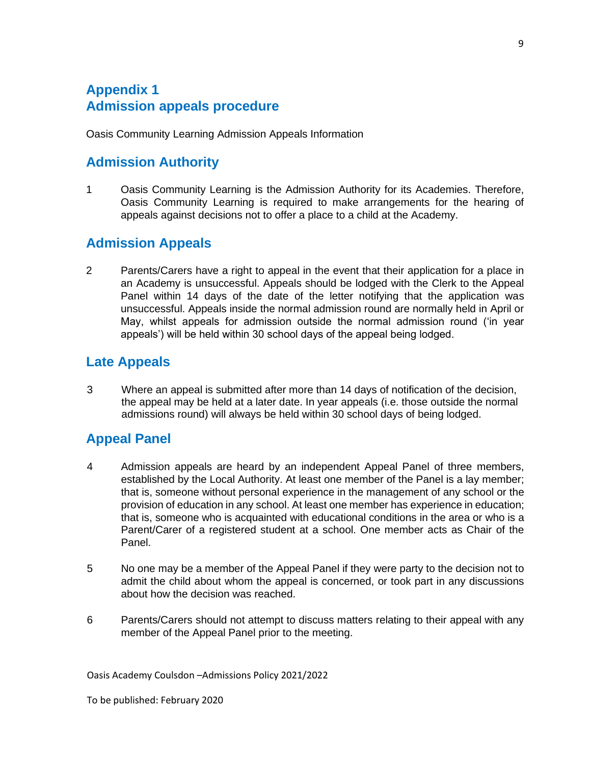## Appendix 1
## Admission appeals procedure

Oasis Community Learning Admission Appeals Information

## Admission Authority

1 Oasis Community Learning is the Admission Authority for its Academies. Therefore, Oasis Community Learning is required to make arrangements for the hearing of appeals against decisions not to offer a place to a child at the Academy.

## Admission Appeals

2 Parents/Carers have a right to appeal in the event that their application for a place in an Academy is unsuccessful. Appeals should be lodged with the Clerk to the Appeal Panel within 14 days of the date of the letter notifying that the application was unsuccessful. Appeals inside the normal admission round are normally held in April or May, whilst appeals for admission outside the normal admission round ('in year appeals') will be held within 30 school days of the appeal being lodged.

## Late Appeals

3 Where an appeal is submitted after more than 14 days of notification of the decision, the appeal may be held at a later date. In year appeals (i.e. those outside the normal admissions round) will always be held within 30 school days of being lodged.

## Appeal Panel

4 Admission appeals are heard by an independent Appeal Panel of three members, established by the Local Authority. At least one member of the Panel is a lay member; that is, someone without personal experience in the management of any school or the provision of education in any school. At least one member has experience in education; that is, someone who is acquainted with educational conditions in the area or who is a Parent/Carer of a registered student at a school. One member acts as Chair of the Panel.

5 No one may be a member of the Appeal Panel if they were party to the decision not to admit the child about whom the appeal is concerned, or took part in any discussions about how the decision was reached.

6 Parents/Carers should not attempt to discuss matters relating to their appeal with any member of the Appeal Panel prior to the meeting.

Oasis Academy Coulsdon –Admissions Policy 2021/2022

To be published: February 2020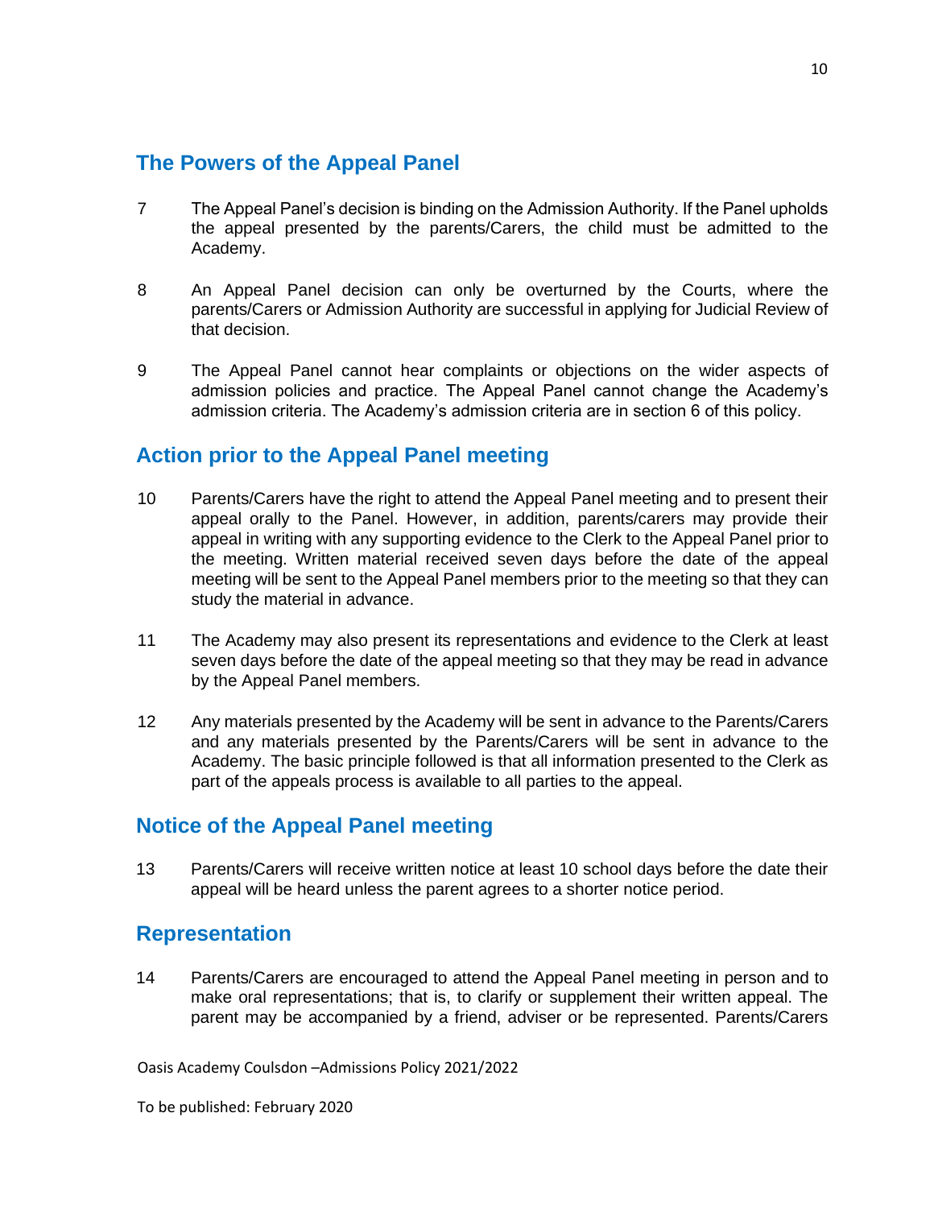## The Powers of the Appeal Panel

7 The Appeal Panel's decision is binding on the Admission Authority. If the Panel upholds the appeal presented by the parents/Carers, the child must be admitted to the Academy.

8 An Appeal Panel decision can only be overturned by the Courts, where the parents/Carers or Admission Authority are successful in applying for Judicial Review of that decision.

9 The Appeal Panel cannot hear complaints or objections on the wider aspects of admission policies and practice. The Appeal Panel cannot change the Academy's admission criteria. The Academy's admission criteria are in section 6 of this policy.

## Action prior to the Appeal Panel meeting

10 Parents/Carers have the right to attend the Appeal Panel meeting and to present their appeal orally to the Panel. However, in addition, parents/carers may provide their appeal in writing with any supporting evidence to the Clerk to the Appeal Panel prior to the meeting. Written material received seven days before the date of the appeal meeting will be sent to the Appeal Panel members prior to the meeting so that they can study the material in advance.

11 The Academy may also present its representations and evidence to the Clerk at least seven days before the date of the appeal meeting so that they may be read in advance by the Appeal Panel members.

12 Any materials presented by the Academy will be sent in advance to the Parents/Carers and any materials presented by the Parents/Carers will be sent in advance to the Academy. The basic principle followed is that all information presented to the Clerk as part of the appeals process is available to all parties to the appeal.

## Notice of the Appeal Panel meeting

13 Parents/Carers will receive written notice at least 10 school days before the date their appeal will be heard unless the parent agrees to a shorter notice period.

## Representation

14 Parents/Carers are encouraged to attend the Appeal Panel meeting in person and to make oral representations; that is, to clarify or supplement their written appeal. The parent may be accompanied by a friend, adviser or be represented. Parents/Carers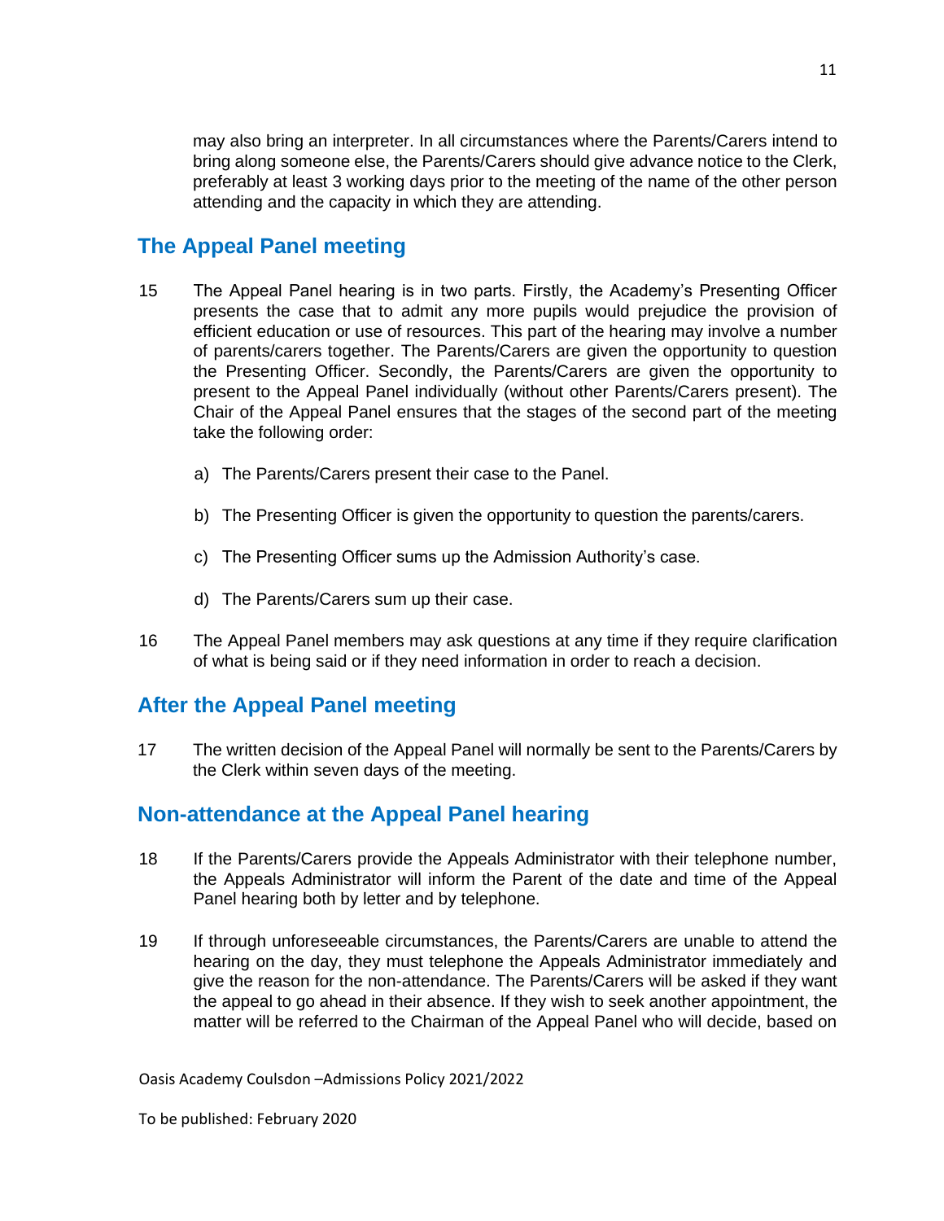may also bring an interpreter. In all circumstances where the Parents/Carers intend to bring along someone else, the Parents/Carers should give advance notice to the Clerk, preferably at least 3 working days prior to the meeting of the name of the other person attending and the capacity in which they are attending.

## The Appeal Panel meeting

15 The Appeal Panel hearing is in two parts. Firstly, the Academy's Presenting Officer presents the case that to admit any more pupils would prejudice the provision of efficient education or use of resources. This part of the hearing may involve a number of parents/carers together. The Parents/Carers are given the opportunity to question the Presenting Officer. Secondly, the Parents/Carers are given the opportunity to present to the Appeal Panel individually (without other Parents/Carers present). The Chair of the Appeal Panel ensures that the stages of the second part of the meeting take the following order:

a) The Parents/Carers present their case to the Panel.

b) The Presenting Officer is given the opportunity to question the parents/carers.

c) The Presenting Officer sums up the Admission Authority's case.

d) The Parents/Carers sum up their case.

16 The Appeal Panel members may ask questions at any time if they require clarification of what is being said or if they need information in order to reach a decision.

## After the Appeal Panel meeting

17 The written decision of the Appeal Panel will normally be sent to the Parents/Carers by the Clerk within seven days of the meeting.

## Non-attendance at the Appeal Panel hearing

18 If the Parents/Carers provide the Appeals Administrator with their telephone number, the Appeals Administrator will inform the Parent of the date and time of the Appeal Panel hearing both by letter and by telephone.

19 If through unforeseeable circumstances, the Parents/Carers are unable to attend the hearing on the day, they must telephone the Appeals Administrator immediately and give the reason for the non-attendance. The Parents/Carers will be asked if they want the appeal to go ahead in their absence. If they wish to seek another appointment, the matter will be referred to the Chairman of the Appeal Panel who will decide, based on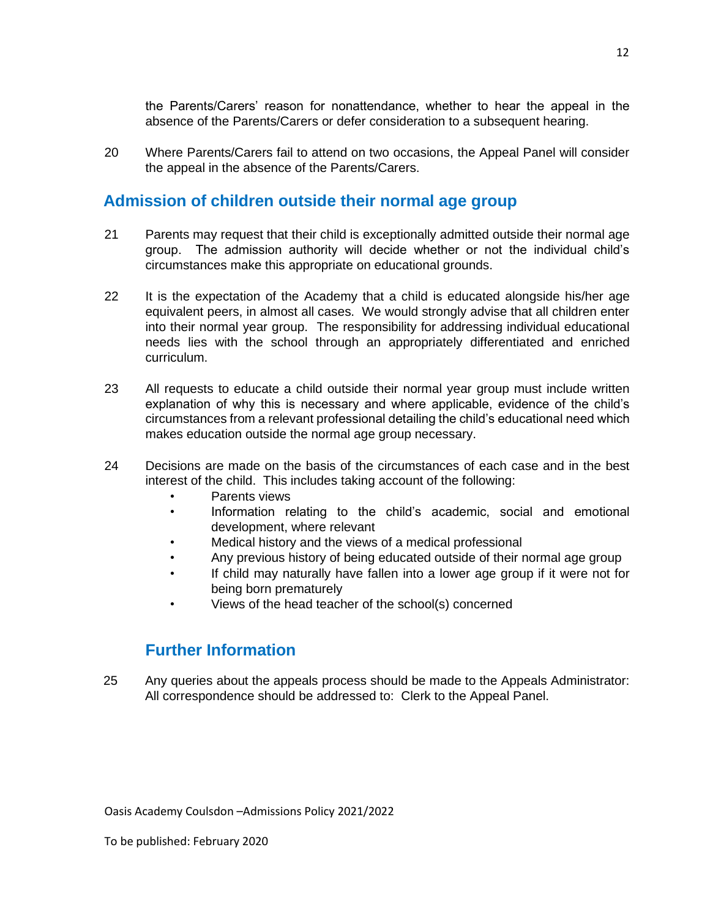the Parents/Carers' reason for nonattendance, whether to hear the appeal in the absence of the Parents/Carers or defer consideration to a subsequent hearing.

20 Where Parents/Carers fail to attend on two occasions, the Appeal Panel will consider the appeal in the absence of the Parents/Carers.

## Admission of children outside their normal age group

21 Parents may request that their child is exceptionally admitted outside their normal age group. The admission authority will decide whether or not the individual child's circumstances make this appropriate on educational grounds.

22 It is the expectation of the Academy that a child is educated alongside his/her age equivalent peers, in almost all cases. We would strongly advise that all children enter into their normal year group. The responsibility for addressing individual educational needs lies with the school through an appropriately differentiated and enriched curriculum.

23 All requests to educate a child outside their normal year group must include written explanation of why this is necessary and where applicable, evidence of the child's circumstances from a relevant professional detailing the child's educational need which makes education outside the normal age group necessary.

24 Decisions are made on the basis of the circumstances of each case and in the best interest of the child. This includes taking account of the following:

- Parents views
- Information relating to the child's academic, social and emotional development, where relevant
- Medical history and the views of a medical professional
- Any previous history of being educated outside of their normal age group
- If child may naturally have fallen into a lower age group if it were not for being born prematurely
- Views of the head teacher of the school(s) concerned

## Further Information

25 Any queries about the appeals process should be made to the Appeals Administrator: All correspondence should be addressed to: Clerk to the Appeal Panel.

Oasis Academy Coulsdon –Admissions Policy 2021/2022

To be published: February 2020